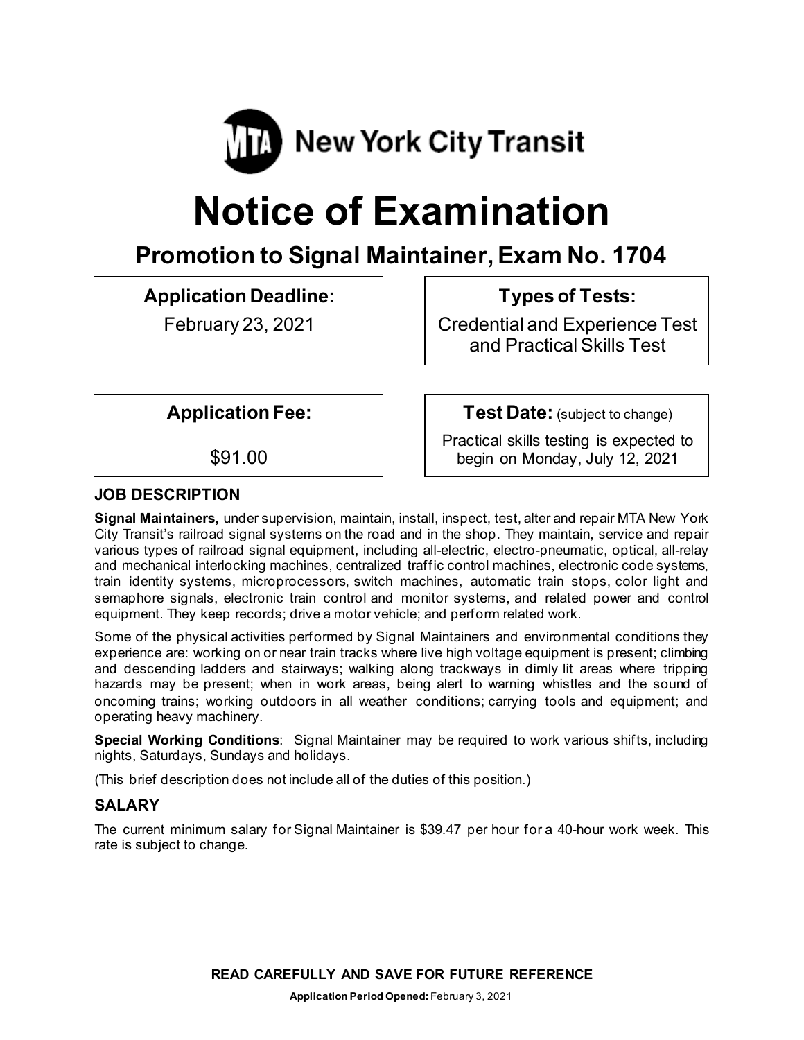MTA New York City Transit

# Notice of Examination

## Promotion to Signal Maintainer, Exam No. 1704

| Application Deadline: | Types of Tests: |
|---|---|
| February 23, 2021 | Credential and Experience Test and Practical Skills Test |

| Application Fee: | Test Date: (subject to change) |
|---|---|
| $91.00 | Practical skills testing is expected to begin on Monday, July 12, 2021 |

### JOB DESCRIPTION

**Signal Maintainers,** under supervision, maintain, install, inspect, test, alter and repair MTA New York City Transit's railroad signal systems on the road and in the shop. They maintain, service and repair various types of railroad signal equipment, including all-electric, electro-pneumatic, optical, all-relay and mechanical interlocking machines, centralized traffic control machines, electronic code systems, train identity systems, microprocessors, switch machines, automatic train stops, color light and semaphore signals, electronic train control and monitor systems, and related power and control equipment. They keep records; drive a motor vehicle; and perform related work.

Some of the physical activities performed by Signal Maintainers and environmental conditions they experience are: working on or near train tracks where live high voltage equipment is present; climbing and descending ladders and stairways; walking along trackways in dimly lit areas where tripping hazards may be present; when in work areas, being alert to warning whistles and the sound of oncoming trains; working outdoors in all weather conditions; carrying tools and equipment; and operating heavy machinery.

**Special Working Conditions**: Signal Maintainer may be required to work various shifts, including nights, Saturdays, Sundays and holidays.

(This brief description does not include all of the duties of this position.)

### SALARY

The current minimum salary for Signal Maintainer is $39.47 per hour for a 40-hour work week. This rate is subject to change.

**READ CAREFULLY AND SAVE FOR FUTURE REFERENCE**

**Application Period Opened:** February 3, 2021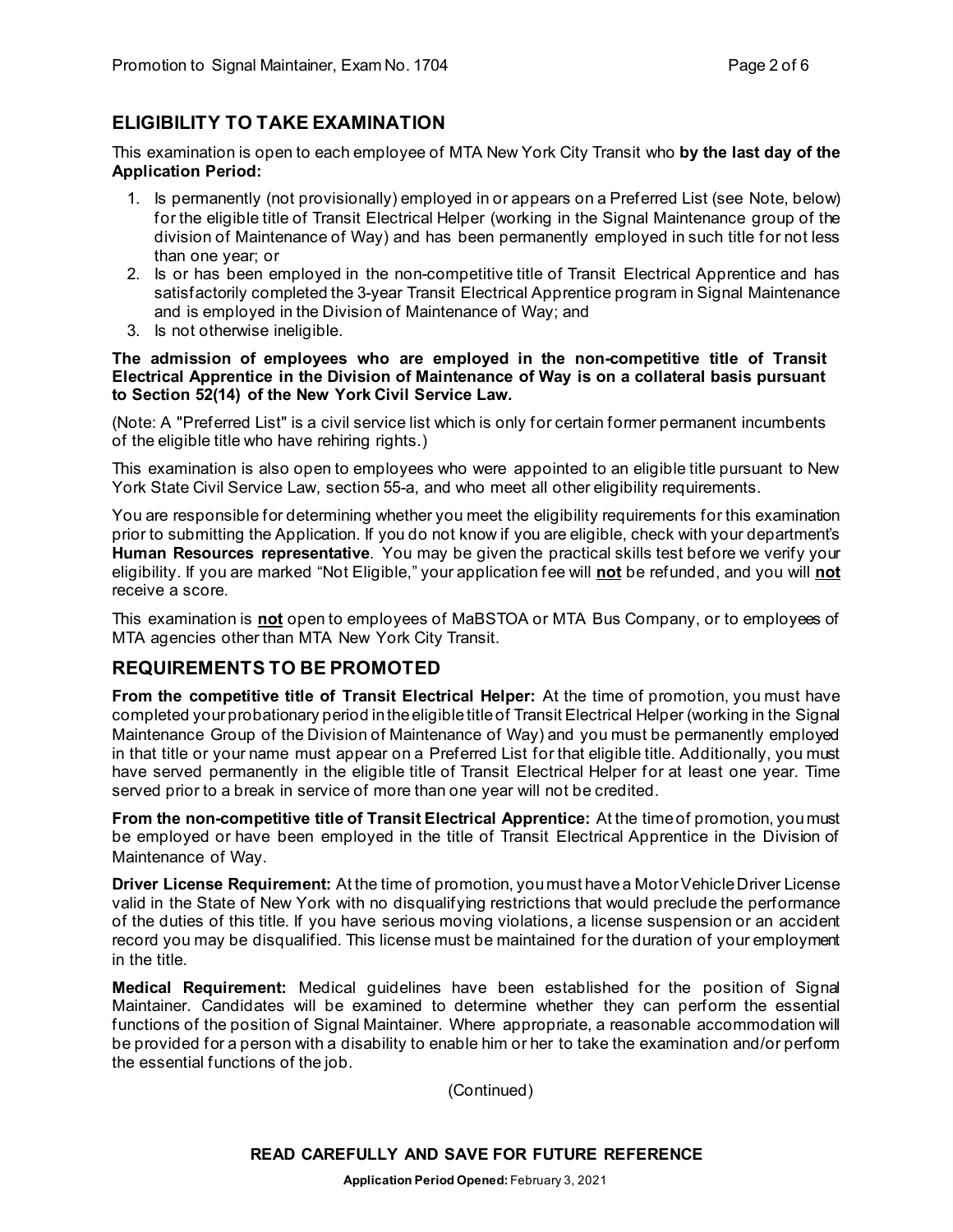## ELIGIBILITY TO TAKE EXAMINATION

This examination is open to each employee of MTA New York City Transit who **by the last day of the Application Period:**

1. Is permanently (not provisionally) employed in or appears on a Preferred List (see Note, below) for the eligible title of Transit Electrical Helper (working in the Signal Maintenance group of the division of Maintenance of Way) and has been permanently employed in such title for not less than one year; or
2. Is or has been employed in the non-competitive title of Transit Electrical Apprentice and has satisfactorily completed the 3-year Transit Electrical Apprentice program in Signal Maintenance and is employed in the Division of Maintenance of Way; and
3. Is not otherwise ineligible.

**The admission of employees who are employed in the non-competitive title of Transit Electrical Apprentice in the Division of Maintenance of Way is on a collateral basis pursuant to Section 52(14) of the New York Civil Service Law.**

(Note: A "Preferred List" is a civil service list which is only for certain former permanent incumbents of the eligible title who have rehiring rights.)

This examination is also open to employees who were appointed to an eligible title pursuant to New York State Civil Service Law, section 55-a, and who meet all other eligibility requirements.

You are responsible for determining whether you meet the eligibility requirements for this examination prior to submitting the Application. If you do not know if you are eligible, check with your department's **Human Resources representative**. You may be given the practical skills test before we verify your eligibility. If you are marked "Not Eligible," your application fee will **not** be refunded, and you will **not** receive a score.

This examination is **not** open to employees of MaBSTOA or MTA Bus Company, or to employees of MTA agencies other than MTA New York City Transit.

## REQUIREMENTS TO BE PROMOTED

**From the competitive title of Transit Electrical Helper:** At the time of promotion, you must have completed your probationary period in the eligible title of Transit Electrical Helper (working in the Signal Maintenance Group of the Division of Maintenance of Way) and you must be permanently employed in that title or your name must appear on a Preferred List for that eligible title. Additionally, you must have served permanently in the eligible title of Transit Electrical Helper for at least one year. Time served prior to a break in service of more than one year will not be credited.

**From the non-competitive title of Transit Electrical Apprentice:** At the time of promotion, you must be employed or have been employed in the title of Transit Electrical Apprentice in the Division of Maintenance of Way.

**Driver License Requirement:** At the time of promotion, you must have a Motor Vehicle Driver License valid in the State of New York with no disqualifying restrictions that would preclude the performance of the duties of this title. If you have serious moving violations, a license suspension or an accident record you may be disqualified. This license must be maintained for the duration of your employment in the title.

**Medical Requirement:** Medical guidelines have been established for the position of Signal Maintainer. Candidates will be examined to determine whether they can perform the essential functions of the position of Signal Maintainer. Where appropriate, a reasonable accommodation will be provided for a person with a disability to enable him or her to take the examination and/or perform the essential functions of the job.

(Continued)

**READ CAREFULLY AND SAVE FOR FUTURE REFERENCE**

**Application Period Opened:** February 3, 2021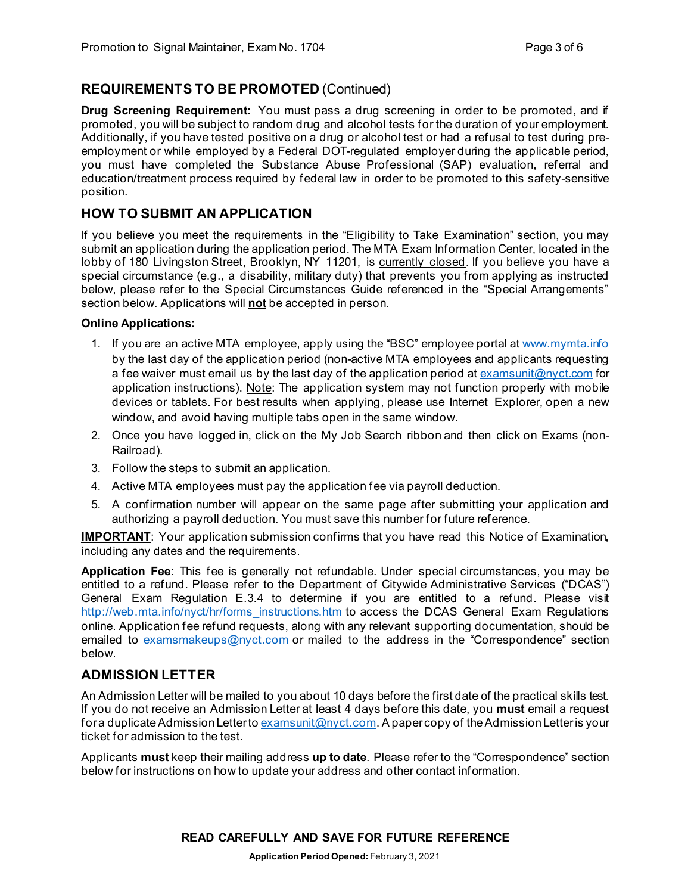## REQUIREMENTS TO BE PROMOTED (Continued)

**Drug Screening Requirement:** You must pass a drug screening in order to be promoted, and if promoted, you will be subject to random drug and alcohol tests for the duration of your employment. Additionally, if you have tested positive on a drug or alcohol test or had a refusal to test during pre-employment or while employed by a Federal DOT-regulated employer during the applicable period, you must have completed the Substance Abuse Professional (SAP) evaluation, referral and education/treatment process required by federal law in order to be promoted to this safety-sensitive position.

## HOW TO SUBMIT AN APPLICATION

If you believe you meet the requirements in the "Eligibility to Take Examination" section, you may submit an application during the application period. The MTA Exam Information Center, located in the lobby of 180 Livingston Street, Brooklyn, NY 11201, is currently closed. If you believe you have a special circumstance (e.g., a disability, military duty) that prevents you from applying as instructed below, please refer to the Special Circumstances Guide referenced in the "Special Arrangements" section below. Applications will **not** be accepted in person.

**Online Applications:**

1. If you are an active MTA employee, apply using the "BSC" employee portal at www.mymta.info by the last day of the application period (non-active MTA employees and applicants requesting a fee waiver must email us by the last day of the application period at examsunit@nyct.com for application instructions). Note: The application system may not function properly with mobile devices or tablets. For best results when applying, please use Internet Explorer, open a new window, and avoid having multiple tabs open in the same window.
2. Once you have logged in, click on the My Job Search ribbon and then click on Exams (non-Railroad).
3. Follow the steps to submit an application.
4. Active MTA employees must pay the application fee via payroll deduction.
5. A confirmation number will appear on the same page after submitting your application and authorizing a payroll deduction. You must save this number for future reference.

**IMPORTANT**: Your application submission confirms that you have read this Notice of Examination, including any dates and the requirements.

**Application Fee**: This fee is generally not refundable. Under special circumstances, you may be entitled to a refund. Please refer to the Department of Citywide Administrative Services ("DCAS") General Exam Regulation E.3.4 to determine if you are entitled to a refund. Please visit http://web.mta.info/nyct/hr/forms_instructions.htm to access the DCAS General Exam Regulations online. Application fee refund requests, along with any relevant supporting documentation, should be emailed to examsmakeups@nyct.com or mailed to the address in the "Correspondence" section below.

## ADMISSION LETTER

An Admission Letter will be mailed to you about 10 days before the first date of the practical skills test. If you do not receive an Admission Letter at least 4 days before this date, you **must** email a request for a duplicate Admission Letter to examsunit@nyct.com. A paper copy of the Admission Letter is your ticket for admission to the test.

Applicants **must** keep their mailing address **up to date**. Please refer to the "Correspondence" section below for instructions on how to update your address and other contact information.

**READ CAREFULLY AND SAVE FOR FUTURE REFERENCE**

**Application Period Opened:** February 3, 2021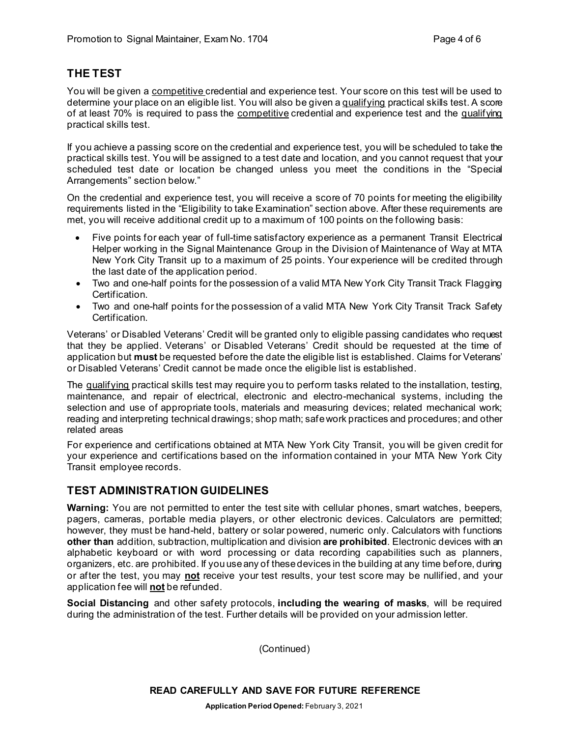## THE TEST

You will be given a competitive credential and experience test. Your score on this test will be used to determine your place on an eligible list. You will also be given a qualifying practical skills test. A score of at least 70% is required to pass the competitive credential and experience test and the qualifying practical skills test.

If you achieve a passing score on the credential and experience test, you will be scheduled to take the practical skills test. You will be assigned to a test date and location, and you cannot request that your scheduled test date or location be changed unless you meet the conditions in the "Special Arrangements" section below."

On the credential and experience test, you will receive a score of 70 points for meeting the eligibility requirements listed in the "Eligibility to take Examination" section above. After these requirements are met, you will receive additional credit up to a maximum of 100 points on the following basis:

- Five points for each year of full-time satisfactory experience as a permanent Transit Electrical Helper working in the Signal Maintenance Group in the Division of Maintenance of Way at MTA New York City Transit up to a maximum of 25 points. Your experience will be credited through the last date of the application period.
- Two and one-half points for the possession of a valid MTA New York City Transit Track Flagging Certification.
- Two and one-half points for the possession of a valid MTA New York City Transit Track Safety Certification.

Veterans' or Disabled Veterans' Credit will be granted only to eligible passing candidates who request that they be applied. Veterans' or Disabled Veterans' Credit should be requested at the time of application but **must** be requested before the date the eligible list is established. Claims for Veterans' or Disabled Veterans' Credit cannot be made once the eligible list is established.

The qualifying practical skills test may require you to perform tasks related to the installation, testing, maintenance, and repair of electrical, electronic and electro-mechanical systems, including the selection and use of appropriate tools, materials and measuring devices; related mechanical work; reading and interpreting technical drawings; shop math; safe work practices and procedures; and other related areas

For experience and certifications obtained at MTA New York City Transit, you will be given credit for your experience and certifications based on the information contained in your MTA New York City Transit employee records.

## TEST ADMINISTRATION GUIDELINES

**Warning:** You are not permitted to enter the test site with cellular phones, smart watches, beepers, pagers, cameras, portable media players, or other electronic devices. Calculators are permitted; however, they must be hand-held, battery or solar powered, numeric only. Calculators with functions **other than** addition, subtraction, multiplication and division **are prohibited**. Electronic devices with an alphabetic keyboard or with word processing or data recording capabilities such as planners, organizers, etc. are prohibited. If you use any of these devices in the building at any time before, during or after the test, you may **not** receive your test results, your test score may be nullified, and your application fee will **not** be refunded.

**Social Distancing** and other safety protocols, **including the wearing of masks**, will be required during the administration of the test. Further details will be provided on your admission letter.

(Continued)

**READ CAREFULLY AND SAVE FOR FUTURE REFERENCE**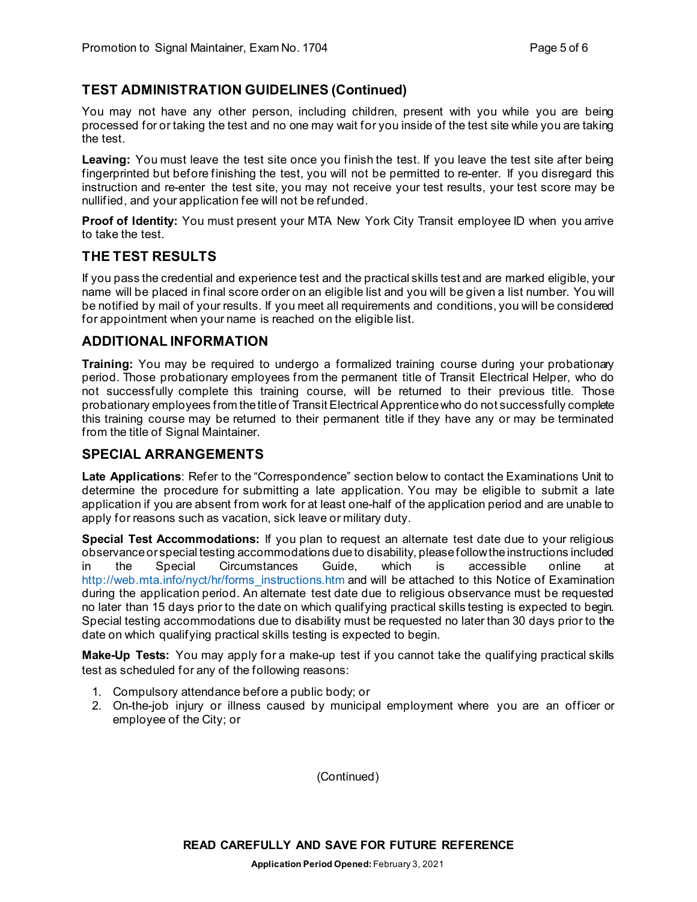## TEST ADMINISTRATION GUIDELINES (Continued)

You may not have any other person, including children, present with you while you are being processed for or taking the test and no one may wait for you inside of the test site while you are taking the test.

**Leaving:** You must leave the test site once you finish the test. If you leave the test site after being fingerprinted but before finishing the test, you will not be permitted to re-enter. If you disregard this instruction and re-enter the test site, you may not receive your test results, your test score may be nullified, and your application fee will not be refunded.

**Proof of Identity:** You must present your MTA New York City Transit employee ID when you arrive to take the test.

## THE TEST RESULTS

If you pass the credential and experience test and the practical skills test and are marked eligible, your name will be placed in final score order on an eligible list and you will be given a list number. You will be notified by mail of your results. If you meet all requirements and conditions, you will be considered for appointment when your name is reached on the eligible list.

## ADDITIONAL INFORMATION

**Training:** You may be required to undergo a formalized training course during your probationary period. Those probationary employees from the permanent title of Transit Electrical Helper, who do not successfully complete this training course, will be returned to their previous title. Those probationary employees from the title of Transit Electrical Apprentice who do not successfully complete this training course may be returned to their permanent title if they have any or may be terminated from the title of Signal Maintainer.

## SPECIAL ARRANGEMENTS

**Late Applications**: Refer to the "Correspondence" section below to contact the Examinations Unit to determine the procedure for submitting a late application. You may be eligible to submit a late application if you are absent from work for at least one-half of the application period and are unable to apply for reasons such as vacation, sick leave or military duty.

**Special Test Accommodations:** If you plan to request an alternate test date due to your religious observance or special testing accommodations due to disability, please follow the instructions included in the Special Circumstances Guide, which is accessible online at http://web.mta.info/nyct/hr/forms_instructions.htm and will be attached to this Notice of Examination during the application period. An alternate test date due to religious observance must be requested no later than 15 days prior to the date on which qualifying practical skills testing is expected to begin. Special testing accommodations due to disability must be requested no later than 30 days prior to the date on which qualifying practical skills testing is expected to begin.

**Make-Up Tests:** You may apply for a make-up test if you cannot take the qualifying practical skills test as scheduled for any of the following reasons:

1. Compulsory attendance before a public body; or
2. On-the-job injury or illness caused by municipal employment where you are an officer or employee of the City; or

(Continued)

**READ CAREFULLY AND SAVE FOR FUTURE REFERENCE**

**Application Period Opened:** February 3, 2021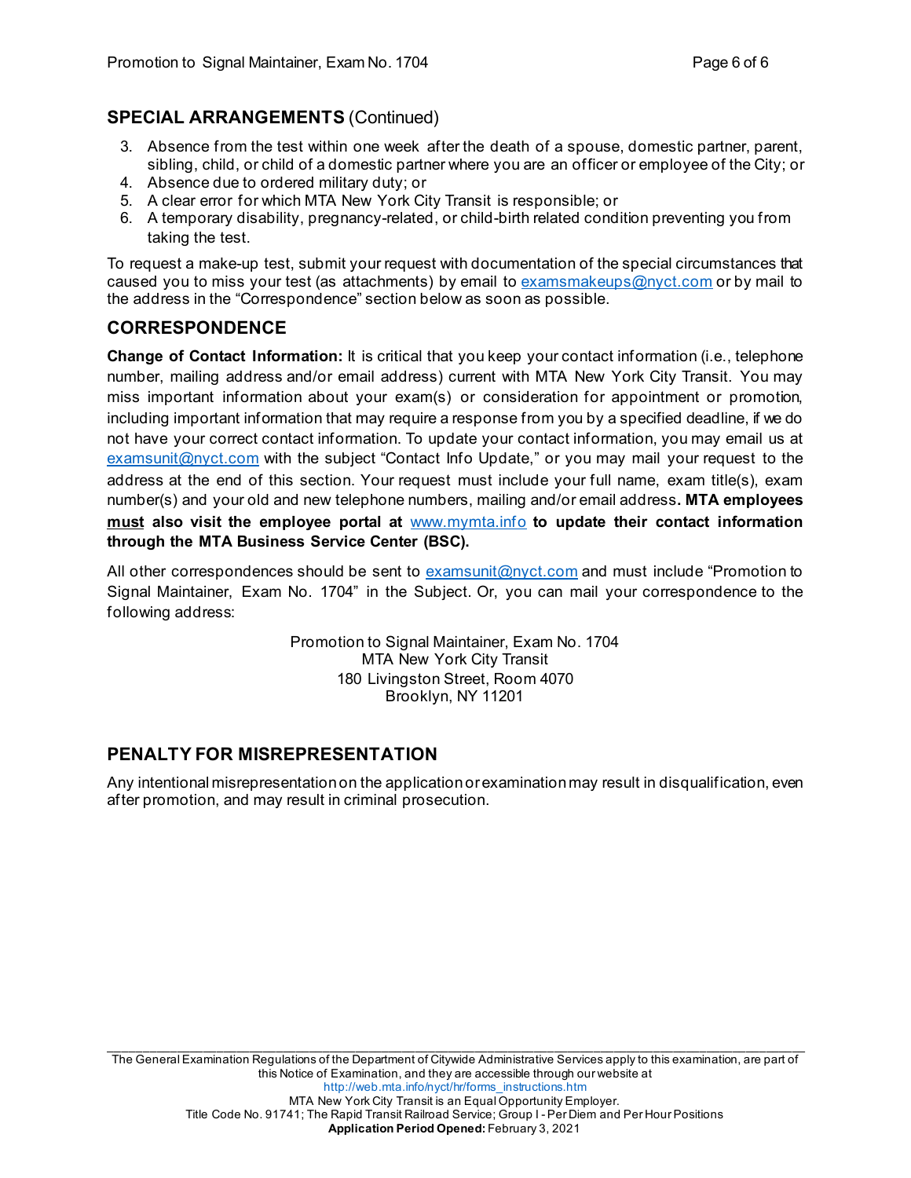## SPECIAL ARRANGEMENTS (Continued)

3. Absence from the test within one week after the death of a spouse, domestic partner, parent, sibling, child, or child of a domestic partner where you are an officer or employee of the City; or
4. Absence due to ordered military duty; or
5. A clear error for which MTA New York City Transit is responsible; or
6. A temporary disability, pregnancy-related, or child-birth related condition preventing you from taking the test.

To request a make-up test, submit your request with documentation of the special circumstances that caused you to miss your test (as attachments) by email to examsmakeups@nyct.com or by mail to the address in the "Correspondence" section below as soon as possible.

## CORRESPONDENCE

**Change of Contact Information:** It is critical that you keep your contact information (i.e., telephone number, mailing address and/or email address) current with MTA New York City Transit. You may miss important information about your exam(s) or consideration for appointment or promotion, including important information that may require a response from you by a specified deadline, if we do not have your correct contact information. To update your contact information, you may email us at examsunit@nyct.com with the subject "Contact Info Update," or you may mail your request to the address at the end of this section. Your request must include your full name, exam title(s), exam number(s) and your old and new telephone numbers, mailing and/or email address**. MTA employees <u>must</u> also visit the employee portal at** www.mymta.info **to update their contact information through the MTA Business Service Center (BSC).**

All other correspondences should be sent to examsunit@nyct.com and must include "Promotion to Signal Maintainer, Exam No. 1704" in the Subject. Or, you can mail your correspondence to the following address:

Promotion to Signal Maintainer, Exam No. 1704
MTA New York City Transit
180 Livingston Street, Room 4070
Brooklyn, NY 11201

## PENALTY FOR MISREPRESENTATION

Any intentional misrepresentation on the application or examination may result in disqualification, even after promotion, and may result in criminal prosecution.

The General Examination Regulations of the Department of Citywide Administrative Services apply to this examination, are part of this Notice of Examination, and they are accessible through our website at http://web.mta.info/nyct/hr/forms_instructions.htm
MTA New York City Transit is an Equal Opportunity Employer.
Title Code No. 91741; The Rapid Transit Railroad Service; Group I - Per Diem and Per Hour Positions
**Application Period Opened:** February 3, 2021